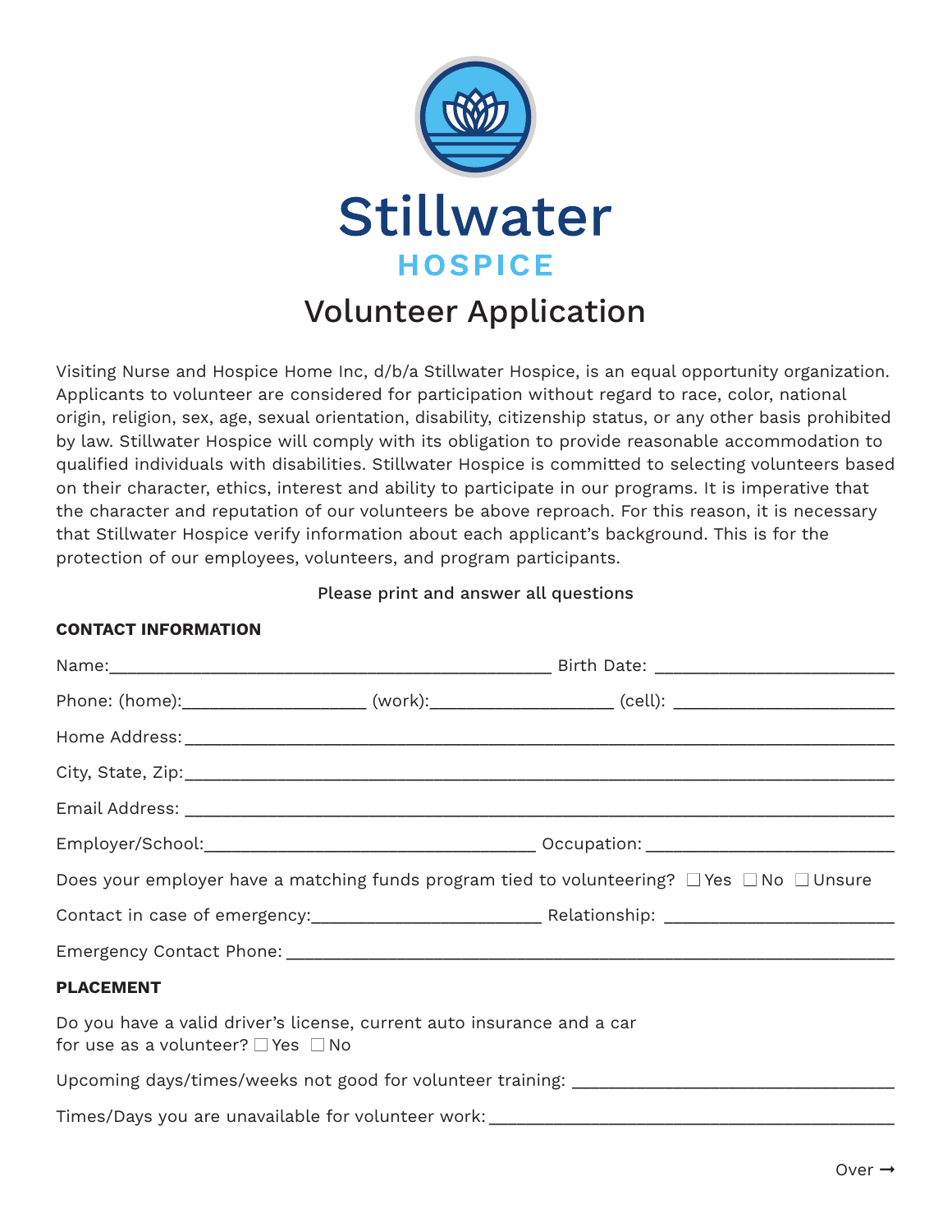# Stillwater

## HOSPICE

# Volunteer Application

Visiting Nurse and Hospice Home Inc, d/b/a Stillwater Hospice, is an equal opportunity organization. Applicants to volunteer are considered for participation without regard to race, color, national origin, religion, sex, age, sexual orientation, disability, citizenship status, or any other basis prohibited by law. Stillwater Hospice will comply with its obligation to provide reasonable accommodation to qualified individuals with disabilities. Stillwater Hospice is committed to selecting volunteers based on their character, ethics, interest and ability to participate in our programs. It is imperative that the character and reputation of our volunteers be above reproach. For this reason, it is necessary that Stillwater Hospice verify information about each applicant's background. This is for the protection of our employees, volunteers, and program participants.

Please print and answer all questions

**CONTACT INFORMATION**

Name:______________________________________________ Birth Date: ________________________

Phone: (home):__________________ (work):__________________ (cell): ______________________

Home Address:_______________________________________________________________________

City, State, Zip:_____________________________________________________________________

Email Address: ______________________________________________________________________

Employer/School:__________________________________ Occupation: _________________________

Does your employer have a matching funds program tied to volunteering? ☐ Yes ☐ No ☐ Unsure

Contact in case of emergency:________________________ Relationship: ________________________

Emergency Contact Phone: ____________________________________________________________

**PLACEMENT**

Do you have a valid driver's license, current auto insurance and a car for use as a volunteer? ☐ Yes ☐ No

Upcoming days/times/weeks not good for volunteer training: __________________________________

Times/Days you are unavailable for volunteer work: _________________________________________

Over ➞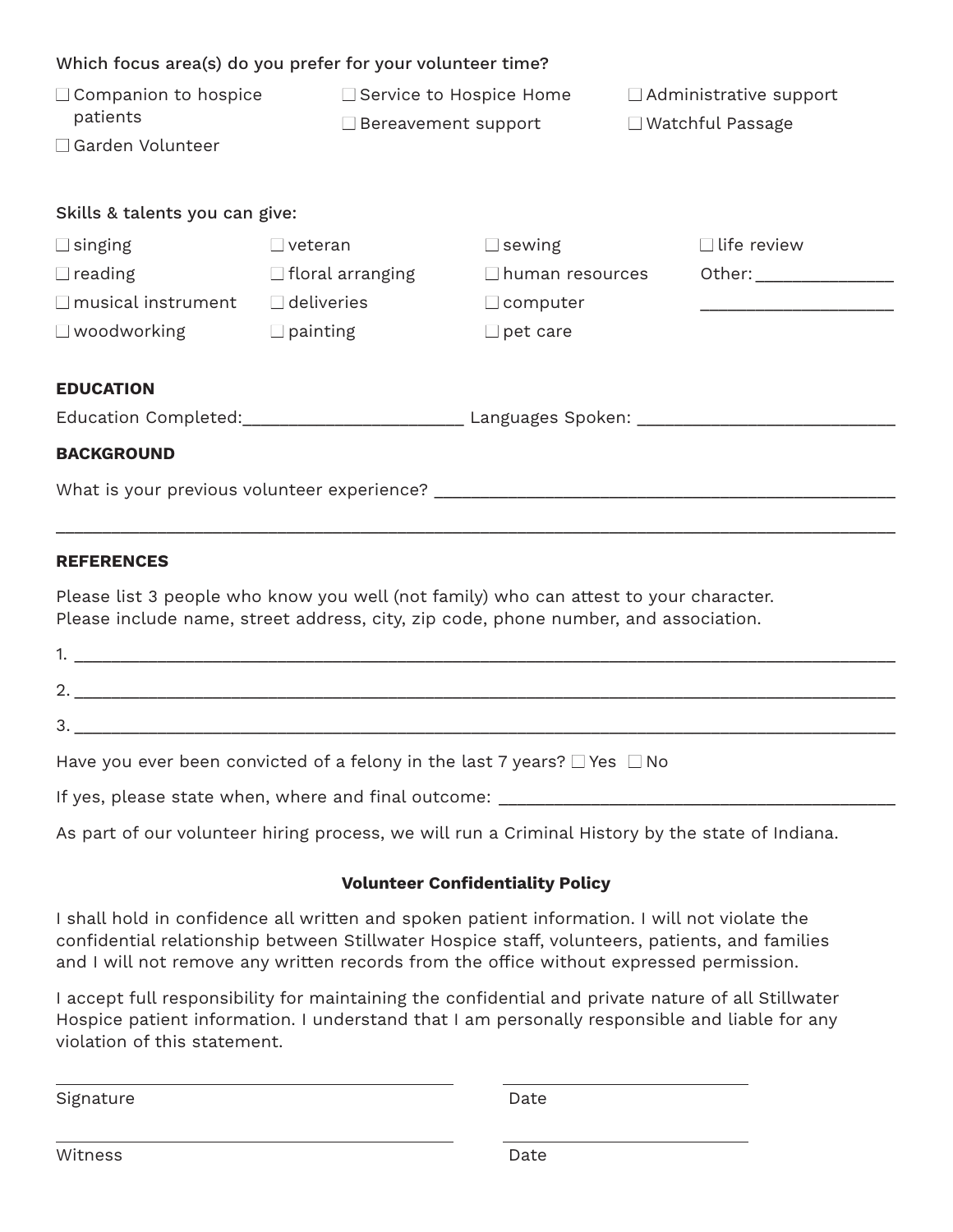Which focus area(s) do you prefer for your volunteer time?

- ☐ Companion to hospice patients
- ☐ Garden Volunteer
- ☐ Service to Hospice Home
- ☐ Bereavement support
- ☐ Administrative support
- ☐ Watchful Passage

Skills & talents you can give:

| | | | |
|---|---|---|---|
| ☐ singing | ☐ veteran | ☐ sewing | ☐ life review |
| ☐ reading | ☐ floral arranging | ☐ human resources | Other: _______________ |
| ☐ musical instrument | ☐ deliveries | ☐ computer | _____________________ |
| ☐ woodworking | ☐ painting | ☐ pet care | |

**EDUCATION**

Education Completed:________________________ Languages Spoken: ____________________________

**BACKGROUND**

What is your previous volunteer experience? ____________________________________________________

______________________________________________________________________________________________

**REFERENCES**

Please list 3 people who know you well (not family) who can attest to your character.
Please include name, street address, city, zip code, phone number, and association.

1. ____________________________________________________________________________________________
2. ____________________________________________________________________________________________
3. ____________________________________________________________________________________________

Have you ever been convicted of a felony in the last 7 years? ☐ Yes ☐ No

If yes, please state when, where and final outcome: ______________________________________________

As part of our volunteer hiring process, we will run a Criminal History by the state of Indiana.

**Volunteer Confidentiality Policy**

I shall hold in confidence all written and spoken patient information. I will not violate the confidential relationship between Stillwater Hospice staff, volunteers, patients, and families and I will not remove any written records from the office without expressed permission.

I accept full responsibility for maintaining the confidential and private nature of all Stillwater Hospice patient information. I understand that I am personally responsible and liable for any violation of this statement.

_____________________________________________ _____________________________

Signature Date

_____________________________________________ _____________________________

Witness Date